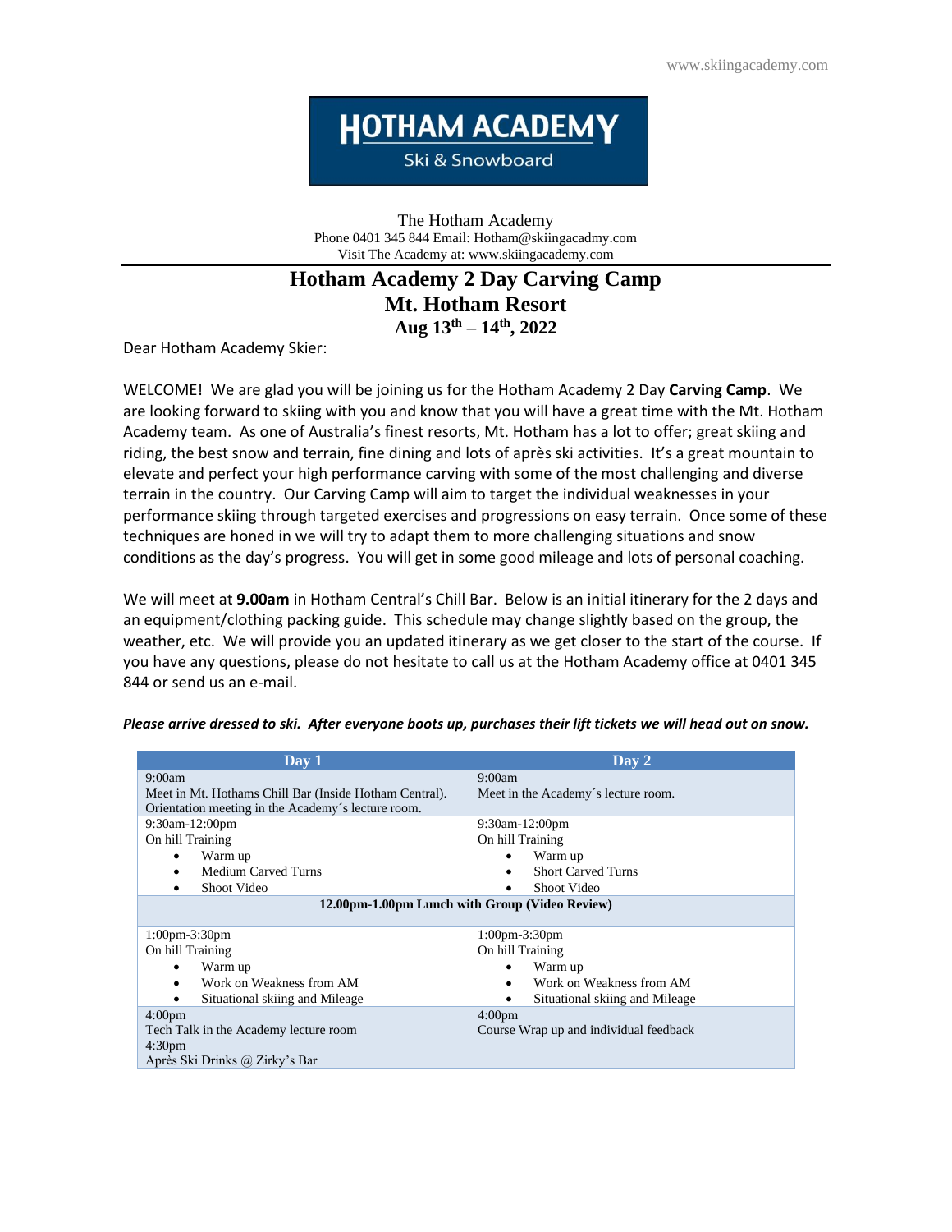www.skiingacademy.com

**HOTHAM ACADEMY**
Ski & Snowboard

The Hotham Academy
Phone 0401 345 844 Email: Hotham@skiingacadmy.com
Visit The Academy at: www.skiingacademy.com

# Hotham Academy 2 Day Carving Camp
## Mt. Hotham Resort
### Aug 13th – 14th, 2022

Dear Hotham Academy Skier:

WELCOME! We are glad you will be joining us for the Hotham Academy 2 Day **Carving Camp**. We are looking forward to skiing with you and know that you will have a great time with the Mt. Hotham Academy team. As one of Australia's finest resorts, Mt. Hotham has a lot to offer; great skiing and riding, the best snow and terrain, fine dining and lots of après ski activities. It's a great mountain to elevate and perfect your high performance carving with some of the most challenging and diverse terrain in the country. Our Carving Camp will aim to target the individual weaknesses in your performance skiing through targeted exercises and progressions on easy terrain. Once some of these techniques are honed in we will try to adapt them to more challenging situations and snow conditions as the day's progress. You will get in some good mileage and lots of personal coaching.

We will meet at **9.00am** in Hotham Central's Chill Bar. Below is an initial itinerary for the 2 days and an equipment/clothing packing guide. This schedule may change slightly based on the group, the weather, etc. We will provide you an updated itinerary as we get closer to the start of the course. If you have any questions, please do not hesitate to call us at the Hotham Academy office at 0401 345 844 or send us an e-mail.

***Please arrive dressed to ski. After everyone boots up, purchases their lift tickets we will head out on snow.***

| Day 1 | Day 2 |
|---|---|
| 9:00am<br>Meet in Mt. Hothams Chill Bar (Inside Hotham Central).<br>Orientation meeting in the Academy´s lecture room. | 9:00am<br>Meet in the Academy´s lecture room. |
| 9:30am-12:00pm<br>On hill Training<br>• Warm up<br>• Medium Carved Turns<br>• Shoot Video | 9:30am-12:00pm<br>On hill Training<br>• Warm up<br>• Short Carved Turns<br>• Shoot Video |
| **12.00pm-1.00pm Lunch with Group (Video Review)** | |
| 1:00pm-3:30pm<br>On hill Training<br>• Warm up<br>• Work on Weakness from AM<br>• Situational skiing and Mileage | 1:00pm-3:30pm<br>On hill Training<br>• Warm up<br>• Work on Weakness from AM<br>• Situational skiing and Mileage |
| 4:00pm<br>Tech Talk in the Academy lecture room<br>4:30pm<br>Après Ski Drinks @ Zirky's Bar | 4:00pm<br>Course Wrap up and individual feedback |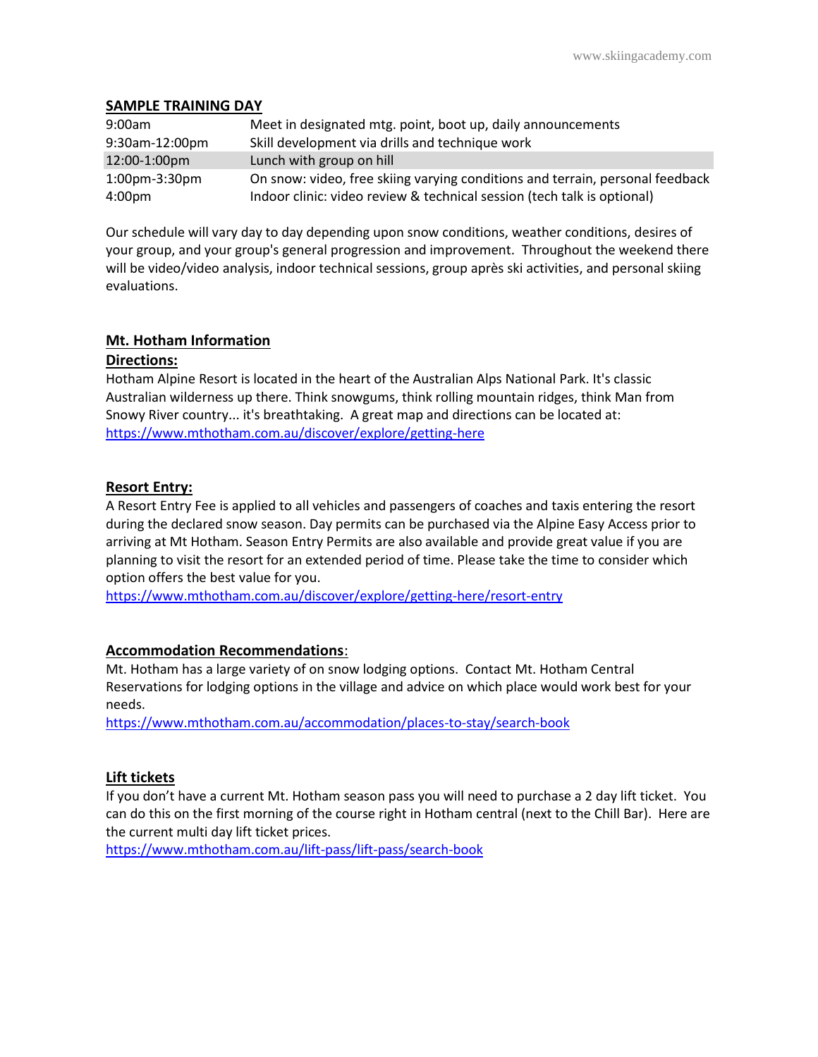## SAMPLE TRAINING DAY

| | |
|---|---|
| 9:00am | Meet in designated mtg. point, boot up, daily announcements |
| 9:30am-12:00pm | Skill development via drills and technique work |
| 12:00-1:00pm | Lunch with group on hill |
| 1:00pm-3:30pm | On snow: video, free skiing varying conditions and terrain, personal feedback |
| 4:00pm | Indoor clinic: video review & technical session (tech talk is optional) |

Our schedule will vary day to day depending upon snow conditions, weather conditions, desires of your group, and your group's general progression and improvement. Throughout the weekend there will be video/video analysis, indoor technical sessions, group après ski activities, and personal skiing evaluations.

## Mt. Hotham Information

### Directions:

Hotham Alpine Resort is located in the heart of the Australian Alps National Park. It's classic Australian wilderness up there. Think snowgums, think rolling mountain ridges, think Man from Snowy River country... it's breathtaking. A great map and directions can be located at: https://www.mthotham.com.au/discover/explore/getting-here

### Resort Entry:

A Resort Entry Fee is applied to all vehicles and passengers of coaches and taxis entering the resort during the declared snow season. Day permits can be purchased via the Alpine Easy Access prior to arriving at Mt Hotham. Season Entry Permits are also available and provide great value if you are planning to visit the resort for an extended period of time. Please take the time to consider which option offers the best value for you.
https://www.mthotham.com.au/discover/explore/getting-here/resort-entry

### Accommodation Recommendations:

Mt. Hotham has a large variety of on snow lodging options. Contact Mt. Hotham Central Reservations for lodging options in the village and advice on which place would work best for your needs.
https://www.mthotham.com.au/accommodation/places-to-stay/search-book

### Lift tickets

If you don't have a current Mt. Hotham season pass you will need to purchase a 2 day lift ticket. You can do this on the first morning of the course right in Hotham central (next to the Chill Bar). Here are the current multi day lift ticket prices.
https://www.mthotham.com.au/lift-pass/lift-pass/search-book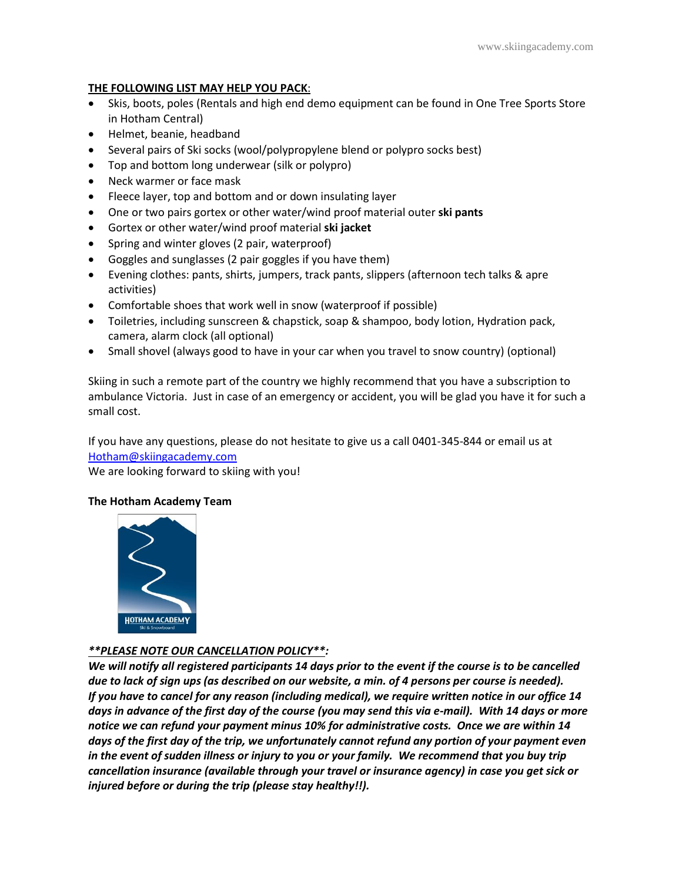**THE FOLLOWING LIST MAY HELP YOU PACK**:

- Skis, boots, poles (Rentals and high end demo equipment can be found in One Tree Sports Store in Hotham Central)
- Helmet, beanie, headband
- Several pairs of Ski socks (wool/polypropylene blend or polypro socks best)
- Top and bottom long underwear (silk or polypro)
- Neck warmer or face mask
- Fleece layer, top and bottom and or down insulating layer
- One or two pairs gortex or other water/wind proof material outer **ski pants**
- Gortex or other water/wind proof material **ski jacket**
- Spring and winter gloves (2 pair, waterproof)
- Goggles and sunglasses (2 pair goggles if you have them)
- Evening clothes: pants, shirts, jumpers, track pants, slippers (afternoon tech talks & apre activities)
- Comfortable shoes that work well in snow (waterproof if possible)
- Toiletries, including sunscreen & chapstick, soap & shampoo, body lotion, Hydration pack, camera, alarm clock (all optional)
- Small shovel (always good to have in your car when you travel to snow country) (optional)

Skiing in such a remote part of the country we highly recommend that you have a subscription to ambulance Victoria. Just in case of an emergency or accident, you will be glad you have it for such a small cost.

If you have any questions, please do not hesitate to give us a call 0401-345-844 or email us at Hotham@skiingacademy.com

We are looking forward to skiing with you!

**The Hotham Academy Team**

***<u>**PLEASE NOTE OUR CANCELLATION POLICY**:</u>***

***We will notify all registered participants 14 days prior to the event if the course is to be cancelled due to lack of sign ups (as described on our website, a min. of 4 persons per course is needed). If you have to cancel for any reason (including medical), we require written notice in our office 14 days in advance of the first day of the course (you may send this via e-mail). With 14 days or more notice we can refund your payment minus 10% for administrative costs. Once we are within 14 days of the first day of the trip, we unfortunately cannot refund any portion of your payment even in the event of sudden illness or injury to you or your family. We recommend that you buy trip cancellation insurance (available through your travel or insurance agency) in case you get sick or injured before or during the trip (please stay healthy!!).***